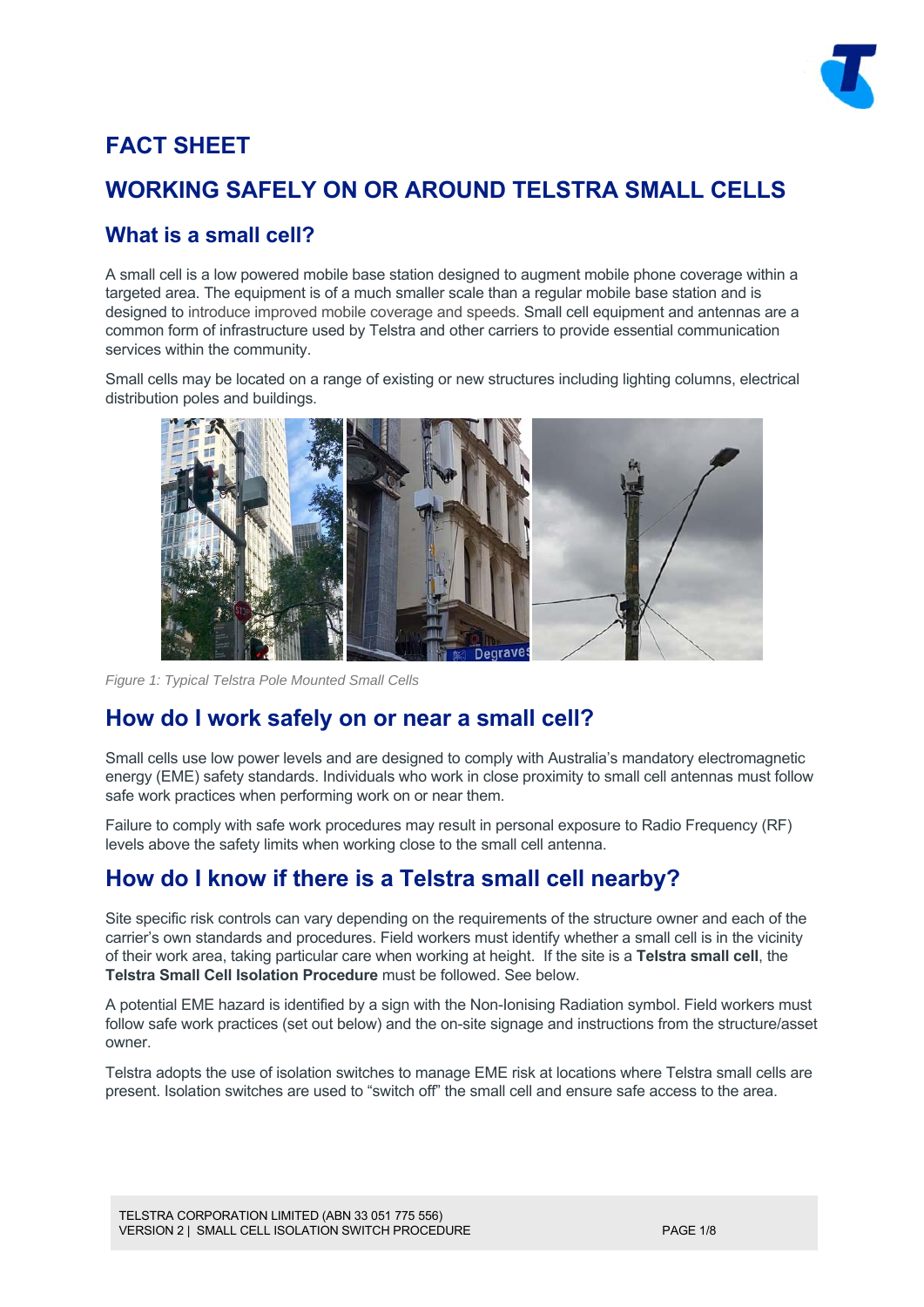# FACT SHEET

# WORKING SAFELY ON OR AROUND TELSTRA SMALL CELLS

## What is a small cell?

A small cell is a low powered mobile base station designed to augment mobile phone coverage within a targeted area. The equipment is of a much smaller scale than a regular mobile base station and is designed to introduce improved mobile coverage and speeds. Small cell equipment and antennas are a common form of infrastructure used by Telstra and other carriers to provide essential communication services within the community.

Small cells may be located on a range of existing or new structures including lighting columns, electrical distribution poles and buildings.

*Figure 1: Typical Telstra Pole Mounted Small Cells*

## How do I work safely on or near a small cell?

Small cells use low power levels and are designed to comply with Australia's mandatory electromagnetic energy (EME) safety standards. Individuals who work in close proximity to small cell antennas must follow safe work practices when performing work on or near them.

Failure to comply with safe work procedures may result in personal exposure to Radio Frequency (RF) levels above the safety limits when working close to the small cell antenna.

## How do I know if there is a Telstra small cell nearby?

Site specific risk controls can vary depending on the requirements of the structure owner and each of the carrier's own standards and procedures. Field workers must identify whether a small cell is in the vicinity of their work area, taking particular care when working at height. If the site is a **Telstra small cell**, the **Telstra Small Cell Isolation Procedure** must be followed. See below.

A potential EME hazard is identified by a sign with the Non-Ionising Radiation symbol. Field workers must follow safe work practices (set out below) and the on-site signage and instructions from the structure/asset owner.

Telstra adopts the use of isolation switches to manage EME risk at locations where Telstra small cells are present. Isolation switches are used to "switch off" the small cell and ensure safe access to the area.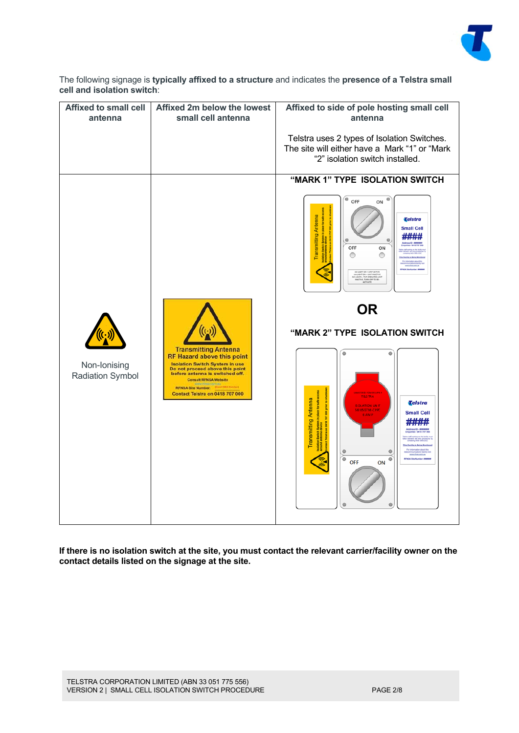The following signage is **typically affixed to a structure** and indicates the **presence of a Telstra small cell and isolation switch**:

| Affixed to small cell antenna | Affixed 2m below the lowest small cell antenna | Affixed to side of pole hosting small cell antenna<br><br>Telstra uses 2 types of Isolation Switches. The site will either have a Mark "1" or "Mark "2" isolation switch installed. |
|---|---|---|
| Non-Ionising Radiation Symbol | Transmitting Antenna<br>RF Hazard above this point<br>Isolation Switch System in use<br>Do not proceed above this point before antenna is switched off.<br>Consult RFNSA Website<br>www.rfnsa.com.au<br>RFNSA Site Number:<br>Contact Telstra on 0418 707 000 | **"MARK 1" TYPE ISOLATION SWITCH**<br><br>**OR**<br><br>**"MARK 2" TYPE ISOLATION SWITCH** |

**If there is no isolation switch at the site, you must contact the relevant carrier/facility owner on the contact details listed on the signage at the site.**

TELSTRA CORPORATION LIMITED (ABN 33 051 775 556)
VERSION 2 | SMALL CELL ISOLATION SWITCH PROCEDURE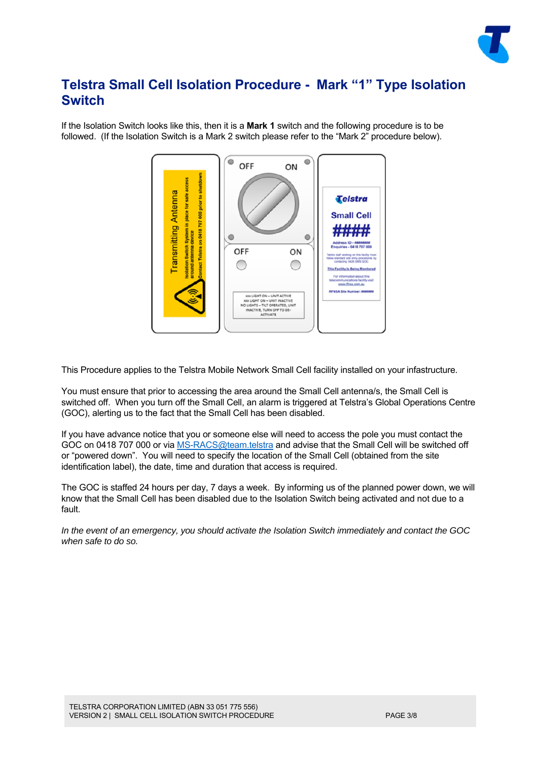# Telstra Small Cell Isolation Procedure - Mark “1” Type Isolation Switch

If the Isolation Switch looks like this, then it is a **Mark 1** switch and the following procedure is to be followed. (If the Isolation Switch is a Mark 2 switch please refer to the “Mark 2” procedure below).

This Procedure applies to the Telstra Mobile Network Small Cell facility installed on your infrastructure.

You must ensure that prior to accessing the area around the Small Cell antenna/s, the Small Cell is switched off. When you turn off the Small Cell, an alarm is triggered at Telstra’s Global Operations Centre (GOC), alerting us to the fact that the Small Cell has been disabled.

If you have advance notice that you or someone else will need to access the pole you must contact the GOC on 0418 707 000 or via MS-RACS@team.telstra and advise that the Small Cell will be switched off or “powered down”. You will need to specify the location of the Small Cell (obtained from the site identification label), the date, time and duration that access is required.

The GOC is staffed 24 hours per day, 7 days a week. By informing us of the planned power down, we will know that the Small Cell has been disabled due to the Isolation Switch being activated and not due to a fault.

*In the event of an emergency, you should activate the Isolation Switch immediately and contact the GOC when safe to do so.*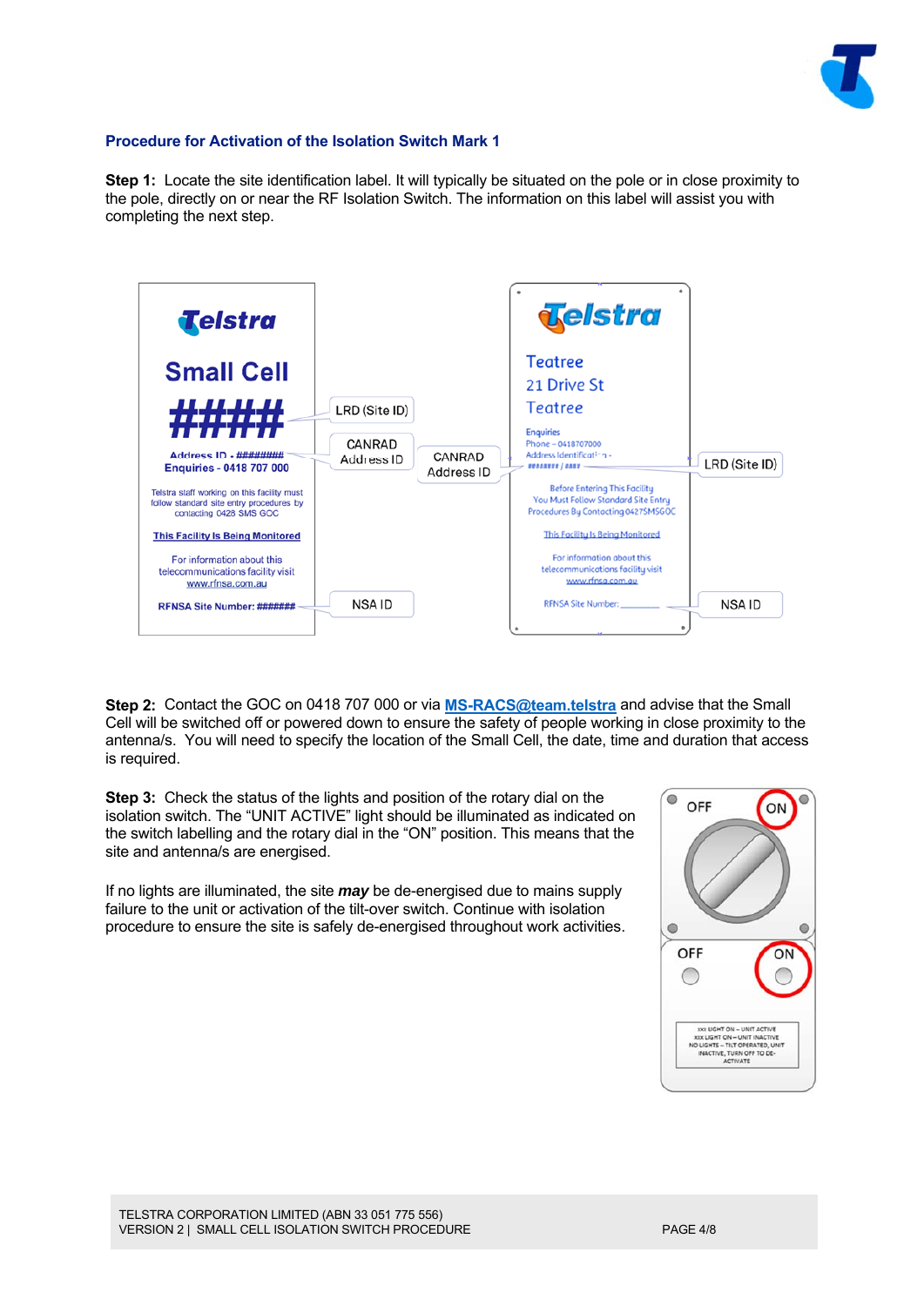### Procedure for Activation of the Isolation Switch Mark 1

**Step 1:** Locate the site identification label. It will typically be situated on the pole or in close proximity to the pole, directly on or near the RF Isolation Switch. The information on this label will assist you with completing the next step.

**Step 2:** Contact the GOC on 0418 707 000 or via [MS-RACS@team.telstra](mailto:MS-RACS@team.telstra) and advise that the Small Cell will be switched off or powered down to ensure the safety of people working in close proximity to the antenna/s. You will need to specify the location of the Small Cell, the date, time and duration that access is required.

**Step 3:** Check the status of the lights and position of the rotary dial on the isolation switch. The "UNIT ACTIVE" light should be illuminated as indicated on the switch labelling and the rotary dial in the "ON" position. This means that the site and antenna/s are energised.

If no lights are illuminated, the site ***may*** be de-energised due to mains supply failure to the unit or activation of the tilt-over switch. Continue with isolation procedure to ensure the site is safely de-energised throughout work activities.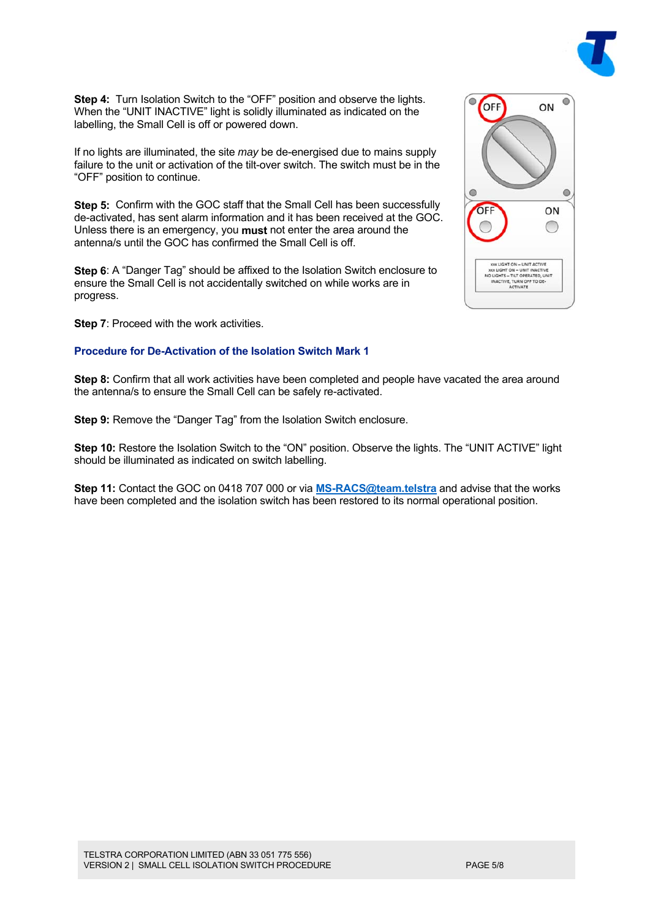**Step 4:** Turn Isolation Switch to the “OFF” position and observe the lights. When the “UNIT INACTIVE” light is solidly illuminated as indicated on the labelling, the Small Cell is off or powered down.

If no lights are illuminated, the site *may* be de-energised due to mains supply failure to the unit or activation of the tilt-over switch. The switch must be in the “OFF” position to continue.

**Step 5:** Confirm with the GOC staff that the Small Cell has been successfully de-activated, has sent alarm information and it has been received at the GOC. Unless there is an emergency, you **must** not enter the area around the antenna/s until the GOC has confirmed the Small Cell is off.

**Step 6**: A “Danger Tag” should be affixed to the Isolation Switch enclosure to ensure the Small Cell is not accidentally switched on while works are in progress.

**Step 7**: Proceed with the work activities.

### Procedure for De-Activation of the Isolation Switch Mark 1

**Step 8:** Confirm that all work activities have been completed and people have vacated the area around the antenna/s to ensure the Small Cell can be safely re-activated.

**Step 9:** Remove the “Danger Tag” from the Isolation Switch enclosure.

**Step 10:** Restore the Isolation Switch to the “ON” position. Observe the lights. The “UNIT ACTIVE” light should be illuminated as indicated on switch labelling.

**Step 11:** Contact the GOC on 0418 707 000 or via [MS-RACS@team.telstra](mailto:MS-RACS@team.telstra) and advise that the works have been completed and the isolation switch has been restored to its normal operational position.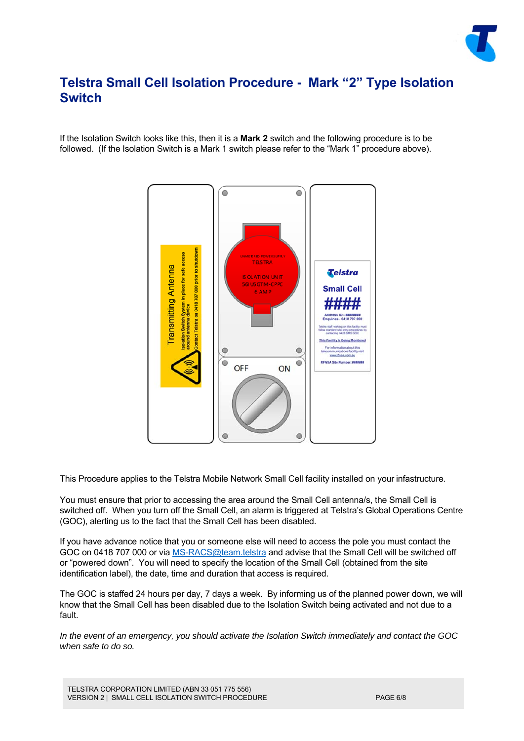# Telstra Small Cell Isolation Procedure - Mark "2" Type Isolation Switch

If the Isolation Switch looks like this, then it is a **Mark 2** switch and the following procedure is to be followed. (If the Isolation Switch is a Mark 1 switch please refer to the "Mark 1" procedure above).

This Procedure applies to the Telstra Mobile Network Small Cell facility installed on your infastructure.

You must ensure that prior to accessing the area around the Small Cell antenna/s, the Small Cell is switched off. When you turn off the Small Cell, an alarm is triggered at Telstra's Global Operations Centre (GOC), alerting us to the fact that the Small Cell has been disabled.

If you have advance notice that you or someone else will need to access the pole you must contact the GOC on 0418 707 000 or via MS-RACS@team.telstra and advise that the Small Cell will be switched off or "powered down". You will need to specify the location of the Small Cell (obtained from the site identification label), the date, time and duration that access is required.

The GOC is staffed 24 hours per day, 7 days a week. By informing us of the planned power down, we will know that the Small Cell has been disabled due to the Isolation Switch being activated and not due to a fault.

*In the event of an emergency, you should activate the Isolation Switch immediately and contact the GOC when safe to do so.*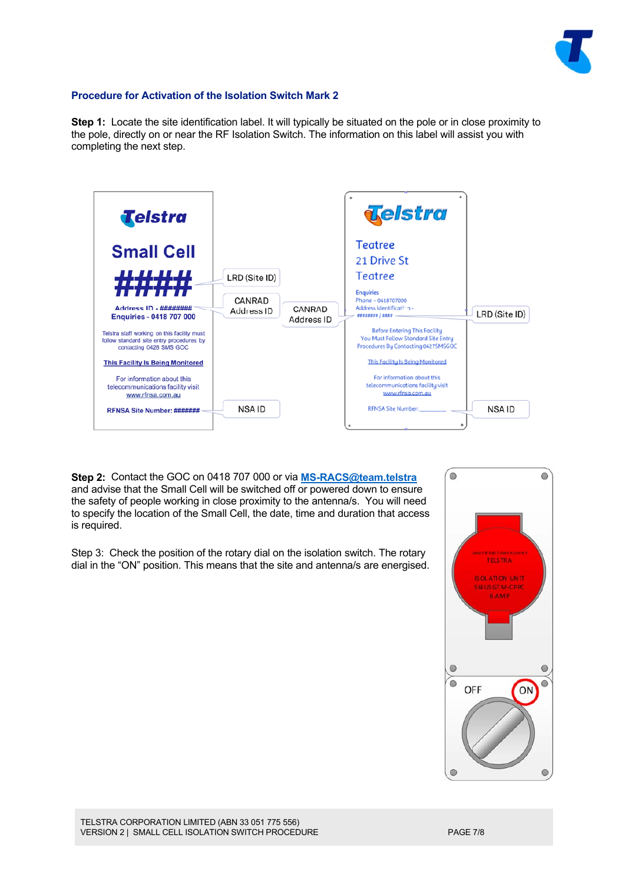## Procedure for Activation of the Isolation Switch Mark 2

**Step 1:** Locate the site identification label. It will typically be situated on the pole or in close proximity to the pole, directly on or near the RF Isolation Switch. The information on this label will assist you with completing the next step.

**Step 2:** Contact the GOC on 0418 707 000 or via [MS-RACS@team.telstra](mailto:MS-RACS@team.telstra) and advise that the Small Cell will be switched off or powered down to ensure the safety of people working in close proximity to the antenna/s. You will need to specify the location of the Small Cell, the date, time and duration that access is required.

Step 3: Check the position of the rotary dial on the isolation switch. The rotary dial in the "ON" position. This means that the site and antenna/s are energised.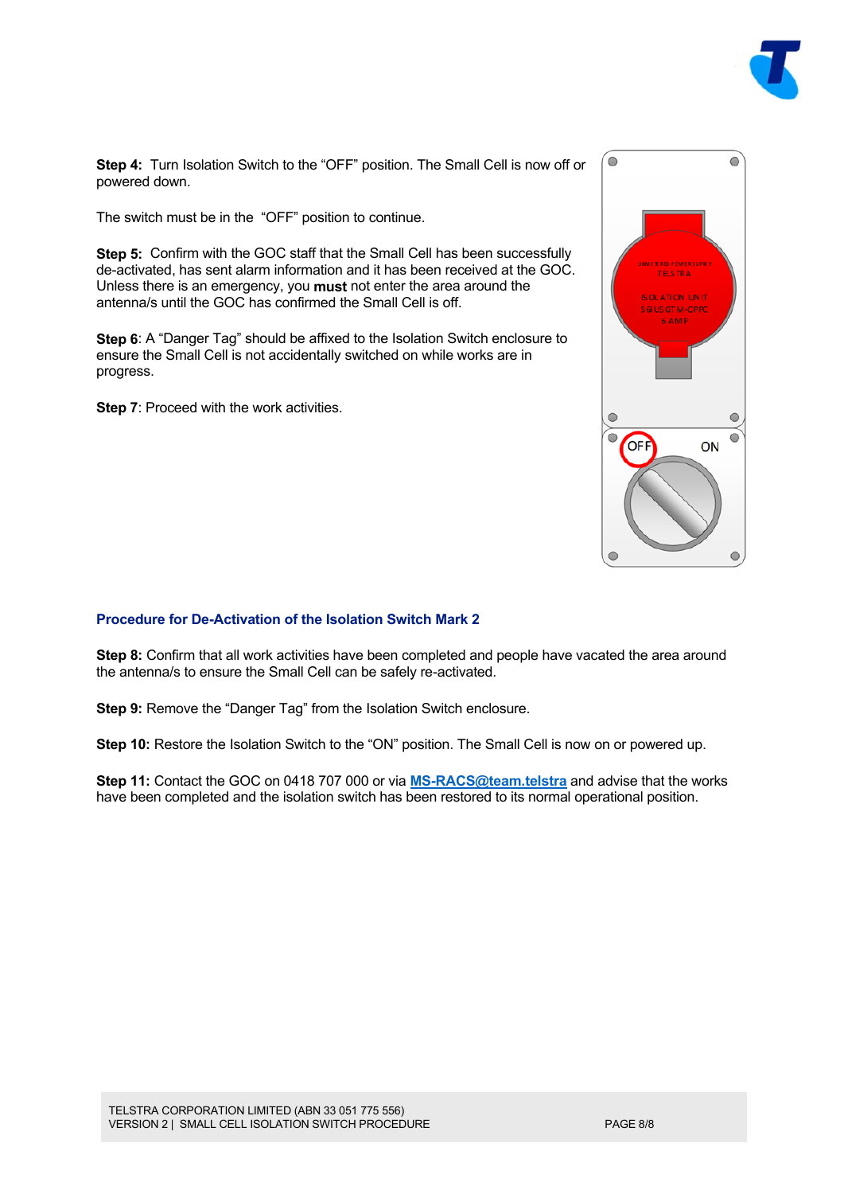**Step 4:** Turn Isolation Switch to the “OFF” position. The Small Cell is now off or powered down.

The switch must be in the “OFF” position to continue.

**Step 5:** Confirm with the GOC staff that the Small Cell has been successfully de-activated, has sent alarm information and it has been received at the GOC. Unless there is an emergency, you **must** not enter the area around the antenna/s until the GOC has confirmed the Small Cell is off.

**Step 6**: A “Danger Tag” should be affixed to the Isolation Switch enclosure to ensure the Small Cell is not accidentally switched on while works are in progress.

**Step 7**: Proceed with the work activities.

### Procedure for De-Activation of the Isolation Switch Mark 2

**Step 8:** Confirm that all work activities have been completed and people have vacated the area around the antenna/s to ensure the Small Cell can be safely re-activated.

**Step 9:** Remove the “Danger Tag” from the Isolation Switch enclosure.

**Step 10:** Restore the Isolation Switch to the “ON” position. The Small Cell is now on or powered up.

**Step 11:** Contact the GOC on 0418 707 000 or via [MS-RACS@team.telstra](mailto:MS-RACS@team.telstra) and advise that the works have been completed and the isolation switch has been restored to its normal operational position.